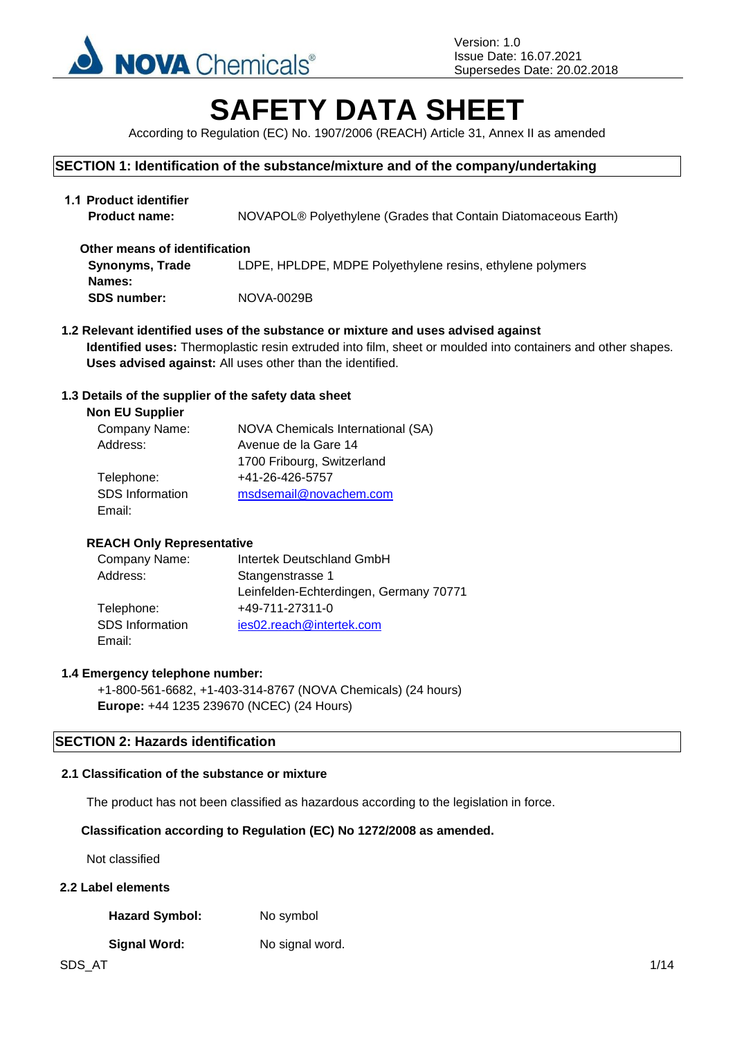Version: 1.0
Issue Date: 16.07.2021
Supersedes Date: 20.02.2018

# SAFETY DATA SHEET

According to Regulation (EC) No. 1907/2006 (REACH) Article 31, Annex II as amended

## SECTION 1: Identification of the substance/mixture and of the company/undertaking

### 1.1 Product identifier

**Product name:** NOVAPOL® Polyethylene (Grades that Contain Diatomaceous Earth)

**Other means of identification**

**Synonyms, Trade Names:** LDPE, HPLDPE, MDPE Polyethylene resins, ethylene polymers

**SDS number:** NOVA-0029B

### 1.2 Relevant identified uses of the substance or mixture and uses advised against

**Identified uses:** Thermoplastic resin extruded into film, sheet or moulded into containers and other shapes.
**Uses advised against:** All uses other than the identified.

### 1.3 Details of the supplier of the safety data sheet

**Non EU Supplier**

Company Name: NOVA Chemicals International (SA)
Address: Avenue de la Gare 14
1700 Fribourg, Switzerland
Telephone: +41-26-426-5757
SDS Information Email: msdsemail@novachem.com

**REACH Only Representative**

Company Name: Intertek Deutschland GmbH
Address: Stangenstrasse 1
Leinfelden-Echterdingen, Germany 70771
Telephone: +49-711-27311-0
SDS Information Email: ies02.reach@intertek.com

### 1.4 Emergency telephone number:

+1-800-561-6682, +1-403-314-8767 (NOVA Chemicals) (24 hours)
**Europe:** +44 1235 239670 (NCEC) (24 Hours)

## SECTION 2: Hazards identification

### 2.1 Classification of the substance or mixture

The product has not been classified as hazardous according to the legislation in force.

**Classification according to Regulation (EC) No 1272/2008 as amended.**

Not classified

### 2.2 Label elements

**Hazard Symbol:** No symbol

**Signal Word:** No signal word.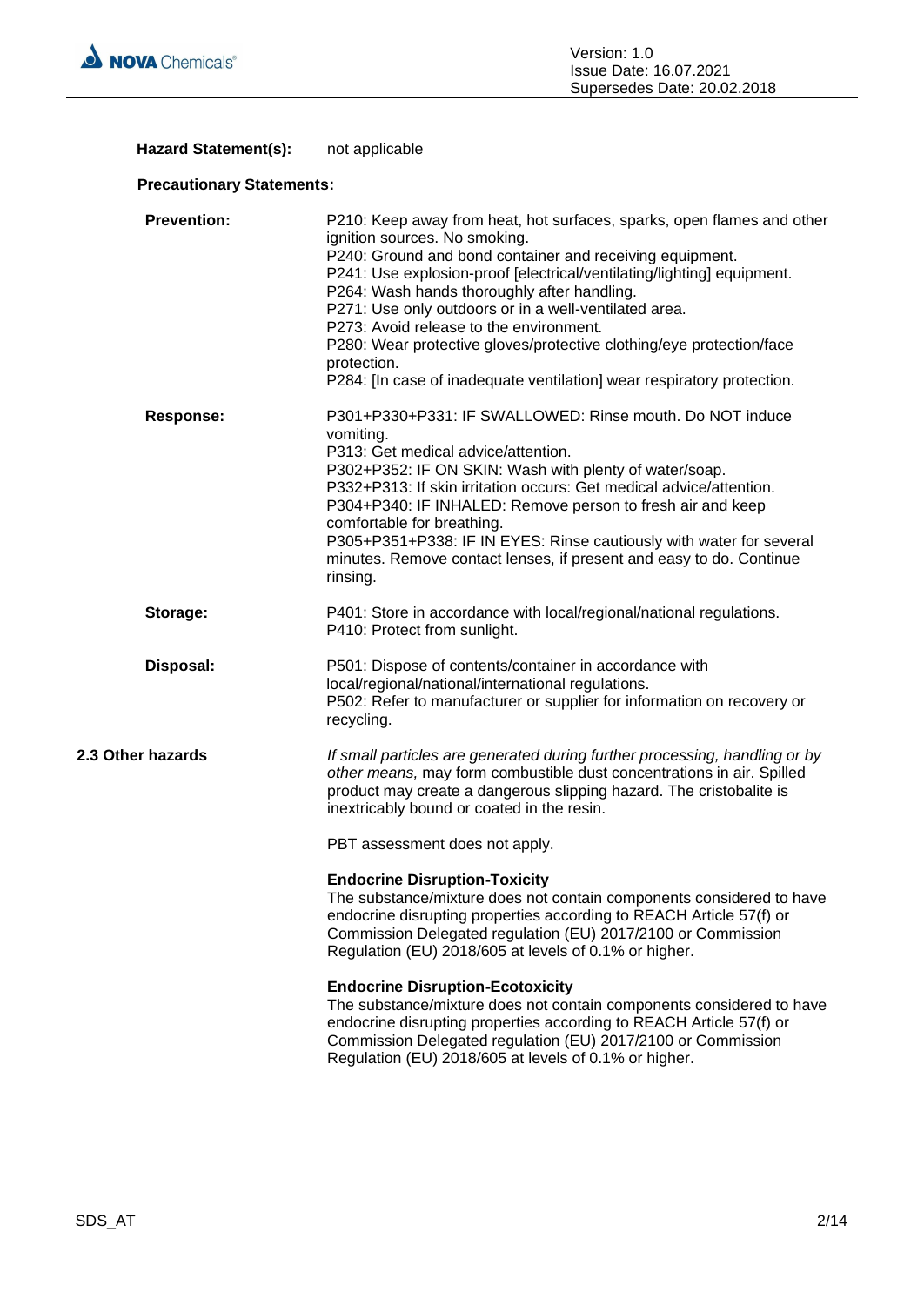**Hazard Statement(s):** not applicable

**Precautionary Statements:**

**Prevention:**

P210: Keep away from heat, hot surfaces, sparks, open flames and other ignition sources. No smoking.
P240: Ground and bond container and receiving equipment.
P241: Use explosion-proof [electrical/ventilating/lighting] equipment.
P264: Wash hands thoroughly after handling.
P271: Use only outdoors or in a well-ventilated area.
P273: Avoid release to the environment.
P280: Wear protective gloves/protective clothing/eye protection/face protection.
P284: [In case of inadequate ventilation] wear respiratory protection.

**Response:**

P301+P330+P331: IF SWALLOWED: Rinse mouth. Do NOT induce vomiting.
P313: Get medical advice/attention.
P302+P352: IF ON SKIN: Wash with plenty of water/soap.
P332+P313: If skin irritation occurs: Get medical advice/attention.
P304+P340: IF INHALED: Remove person to fresh air and keep comfortable for breathing.
P305+P351+P338: IF IN EYES: Rinse cautiously with water for several minutes. Remove contact lenses, if present and easy to do. Continue rinsing.

**Storage:**

P401: Store in accordance with local/regional/national regulations.
P410: Protect from sunlight.

**Disposal:**

P501: Dispose of contents/container in accordance with local/regional/national/international regulations.
P502: Refer to manufacturer or supplier for information on recovery or recycling.

**2.3 Other hazards**

*If small particles are generated during further processing, handling or by other means,* may form combustible dust concentrations in air. Spilled product may create a dangerous slipping hazard. The cristobalite is inextricably bound or coated in the resin.

PBT assessment does not apply.

**Endocrine Disruption-Toxicity**
The substance/mixture does not contain components considered to have endocrine disrupting properties according to REACH Article 57(f) or Commission Delegated regulation (EU) 2017/2100 or Commission Regulation (EU) 2018/605 at levels of 0.1% or higher.

**Endocrine Disruption-Ecotoxicity**
The substance/mixture does not contain components considered to have endocrine disrupting properties according to REACH Article 57(f) or Commission Delegated regulation (EU) 2017/2100 or Commission Regulation (EU) 2018/605 at levels of 0.1% or higher.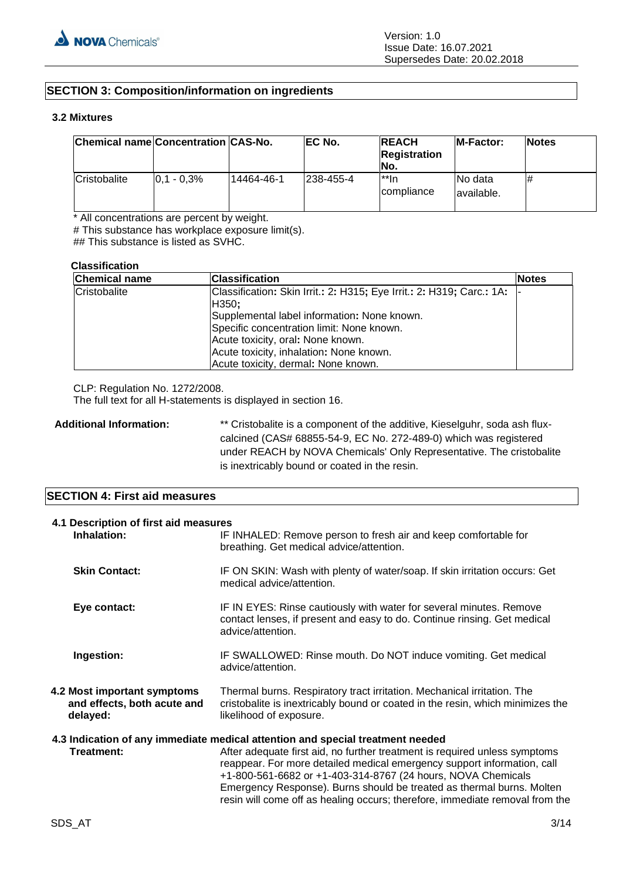## SECTION 3: Composition/information on ingredients

### 3.2 Mixtures

| Chemical name | Concentration | CAS-No. | EC No. | REACH Registration No. | M-Factor: | Notes |
|---|---|---|---|---|---|---|
| Cristobalite | 0,1 - 0,3% | 14464-46-1 | 238-455-4 | **In compliance | No data available. | # |

* All concentrations are percent by weight.
# This substance has workplace exposure limit(s).
## This substance is listed as SVHC.

**Classification**

| Chemical name | Classification | Notes |
|---|---|---|
| Cristobalite | Classification: Skin Irrit.: 2: H315; Eye Irrit.: 2: H319; Carc.: 1A: H350;<br>Supplemental label information: None known.<br>Specific concentration limit: None known.<br>Acute toxicity, oral: None known.<br>Acute toxicity, inhalation: None known.<br>Acute toxicity, dermal: None known. | - |

CLP: Regulation No. 1272/2008.
The full text for all H-statements is displayed in section 16.

**Additional Information:** ** Cristobalite is a component of the additive, Kieselguhr, soda ash flux-calcined (CAS# 68855-54-9, EC No. 272-489-0) which was registered under REACH by NOVA Chemicals' Only Representative. The cristobalite is inextricably bound or coated in the resin.

## SECTION 4: First aid measures

### 4.1 Description of first aid measures

**Inhalation:** IF INHALED: Remove person to fresh air and keep comfortable for breathing. Get medical advice/attention.

**Skin Contact:** IF ON SKIN: Wash with plenty of water/soap. If skin irritation occurs: Get medical advice/attention.

**Eye contact:** IF IN EYES: Rinse cautiously with water for several minutes. Remove contact lenses, if present and easy to do. Continue rinsing. Get medical advice/attention.

**Ingestion:** IF SWALLOWED: Rinse mouth. Do NOT induce vomiting. Get medical advice/attention.

### 4.2 Most important symptoms and effects, both acute and delayed:

Thermal burns. Respiratory tract irritation. Mechanical irritation. The cristobalite is inextricably bound or coated in the resin, which minimizes the likelihood of exposure.

### 4.3 Indication of any immediate medical attention and special treatment needed

**Treatment:** After adequate first aid, no further treatment is required unless symptoms reappear. For more detailed medical emergency support information, call +1-800-561-6682 or +1-403-314-8767 (24 hours, NOVA Chemicals Emergency Response). Burns should be treated as thermal burns. Molten resin will come off as healing occurs; therefore, immediate removal from the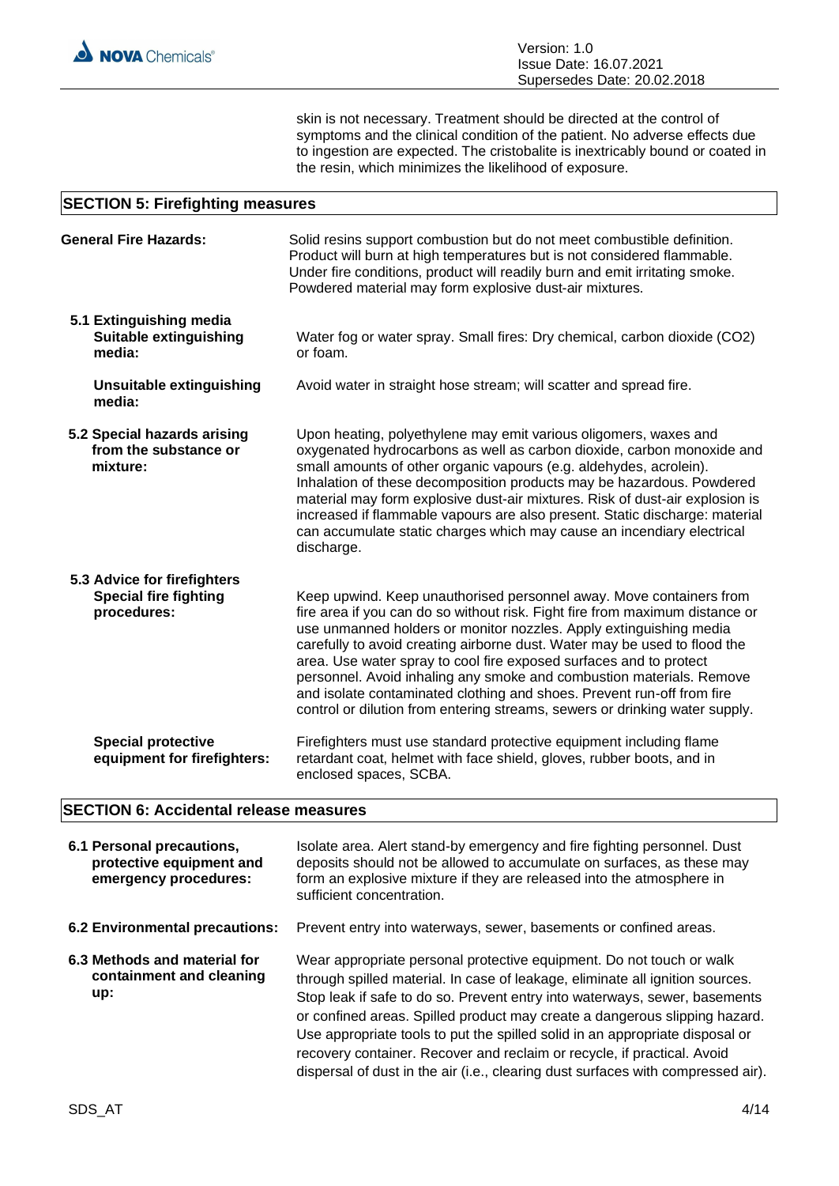skin is not necessary. Treatment should be directed at the control of symptoms and the clinical condition of the patient. No adverse effects due to ingestion are expected. The cristobalite is inextricably bound or coated in the resin, which minimizes the likelihood of exposure.

## SECTION 5: Firefighting measures

**General Fire Hazards:** Solid resins support combustion but do not meet combustible definition. Product will burn at high temperatures but is not considered flammable. Under fire conditions, product will readily burn and emit irritating smoke. Powdered material may form explosive dust-air mixtures.

### 5.1 Extinguishing media

**Suitable extinguishing media:** Water fog or water spray. Small fires: Dry chemical, carbon dioxide ($CO_2$) or foam.

**Unsuitable extinguishing media:** Avoid water in straight hose stream; will scatter and spread fire.

### 5.2 Special hazards arising from the substance or mixture:

Upon heating, polyethylene may emit various oligomers, waxes and oxygenated hydrocarbons as well as carbon dioxide, carbon monoxide and small amounts of other organic vapours (e.g. aldehydes, acrolein). Inhalation of these decomposition products may be hazardous. Powdered material may form explosive dust-air mixtures. Risk of dust-air explosion is increased if flammable vapours are also present. Static discharge: material can accumulate static charges which may cause an incendiary electrical discharge.

### 5.3 Advice for firefighters

**Special fire fighting procedures:** Keep upwind. Keep unauthorised personnel away. Move containers from fire area if you can do so without risk. Fight fire from maximum distance or use unmanned holders or monitor nozzles. Apply extinguishing media carefully to avoid creating airborne dust. Water may be used to flood the area. Use water spray to cool fire exposed surfaces and to protect personnel. Avoid inhaling any smoke and combustion materials. Remove and isolate contaminated clothing and shoes. Prevent run-off from fire control or dilution from entering streams, sewers or drinking water supply.

**Special protective equipment for firefighters:** Firefighters must use standard protective equipment including flame retardant coat, helmet with face shield, gloves, rubber boots, and in enclosed spaces, SCBA.

## SECTION 6: Accidental release measures

**6.1 Personal precautions, protective equipment and emergency procedures:** Isolate area. Alert stand-by emergency and fire fighting personnel. Dust deposits should not be allowed to accumulate on surfaces, as these may form an explosive mixture if they are released into the atmosphere in sufficient concentration.

**6.2 Environmental precautions:** Prevent entry into waterways, sewer, basements or confined areas.

**6.3 Methods and material for containment and cleaning up:** Wear appropriate personal protective equipment. Do not touch or walk through spilled material. In case of leakage, eliminate all ignition sources. Stop leak if safe to do so. Prevent entry into waterways, sewer, basements or confined areas. Spilled product may create a dangerous slipping hazard. Use appropriate tools to put the spilled solid in an appropriate disposal or recovery container. Recover and reclaim or recycle, if practical. Avoid dispersal of dust in the air (i.e., clearing dust surfaces with compressed air).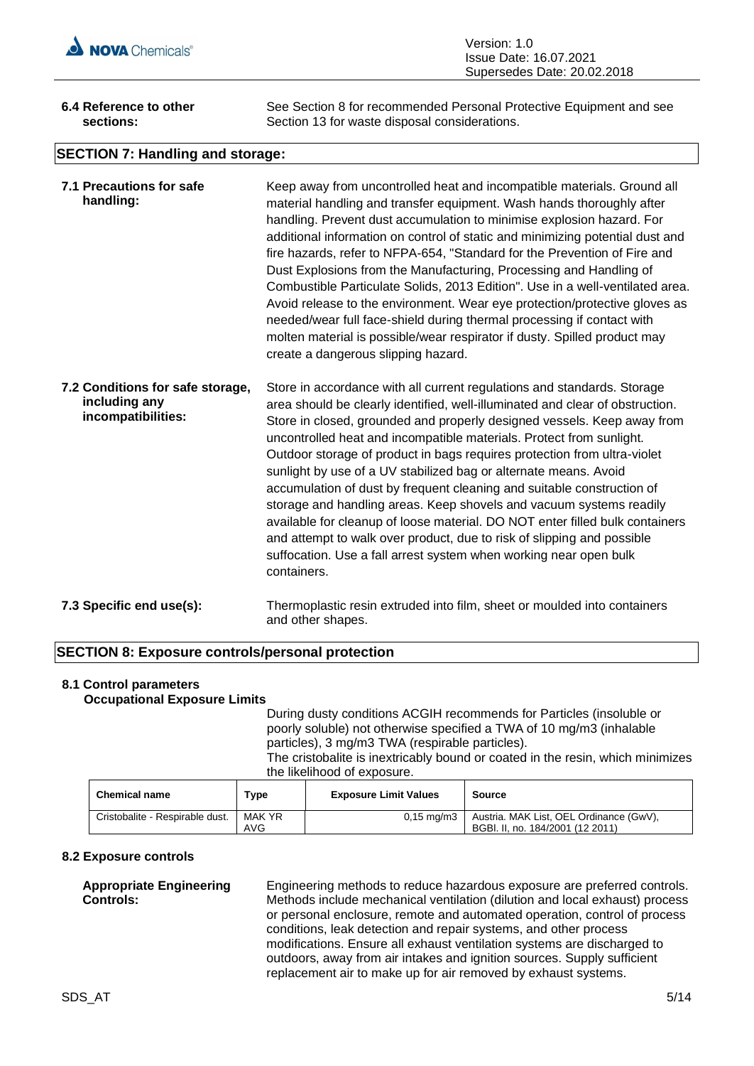**6.4 Reference to other sections:** See Section 8 for recommended Personal Protective Equipment and see Section 13 for waste disposal considerations.

## SECTION 7: Handling and storage:

**7.1 Precautions for safe handling:** Keep away from uncontrolled heat and incompatible materials. Ground all material handling and transfer equipment. Wash hands thoroughly after handling. Prevent dust accumulation to minimise explosion hazard. For additional information on control of static and minimizing potential dust and fire hazards, refer to NFPA-654, "Standard for the Prevention of Fire and Dust Explosions from the Manufacturing, Processing and Handling of Combustible Particulate Solids, 2013 Edition". Use in a well-ventilated area. Avoid release to the environment. Wear eye protection/protective gloves as needed/wear full face-shield during thermal processing if contact with molten material is possible/wear respirator if dusty. Spilled product may create a dangerous slipping hazard.

**7.2 Conditions for safe storage, including any incompatibilities:** Store in accordance with all current regulations and standards. Storage area should be clearly identified, well-illuminated and clear of obstruction. Store in closed, grounded and properly designed vessels. Keep away from uncontrolled heat and incompatible materials. Protect from sunlight. Outdoor storage of product in bags requires protection from ultra-violet sunlight by use of a UV stabilized bag or alternate means. Avoid accumulation of dust by frequent cleaning and suitable construction of storage and handling areas. Keep shovels and vacuum systems readily available for cleanup of loose material. DO NOT enter filled bulk containers and attempt to walk over product, due to risk of slipping and possible suffocation. Use a fall arrest system when working near open bulk containers.

**7.3 Specific end use(s):** Thermoplastic resin extruded into film, sheet or moulded into containers and other shapes.

## SECTION 8: Exposure controls/personal protection

### 8.1 Control parameters

**Occupational Exposure Limits**

During dusty conditions ACGIH recommends for Particles (insoluble or poorly soluble) not otherwise specified a TWA of 10 mg/m3 (inhalable particles), 3 mg/m3 TWA (respirable particles).
The cristobalite is inextricably bound or coated in the resin, which minimizes the likelihood of exposure.

| Chemical name | Type | Exposure Limit Values | Source |
|---|---|---|---|
| Cristobalite - Respirable dust. | MAK YR AVG | 0,15 mg/m3 | Austria. MAK List, OEL Ordinance (GwV), BGBl. II, no. 184/2001 (12 2011) |

### 8.2 Exposure controls

**Appropriate Engineering Controls:** Engineering methods to reduce hazardous exposure are preferred controls. Methods include mechanical ventilation (dilution and local exhaust) process or personal enclosure, remote and automated operation, control of process conditions, leak detection and repair systems, and other process modifications. Ensure all exhaust ventilation systems are discharged to outdoors, away from air intakes and ignition sources. Supply sufficient replacement air to make up for air removed by exhaust systems.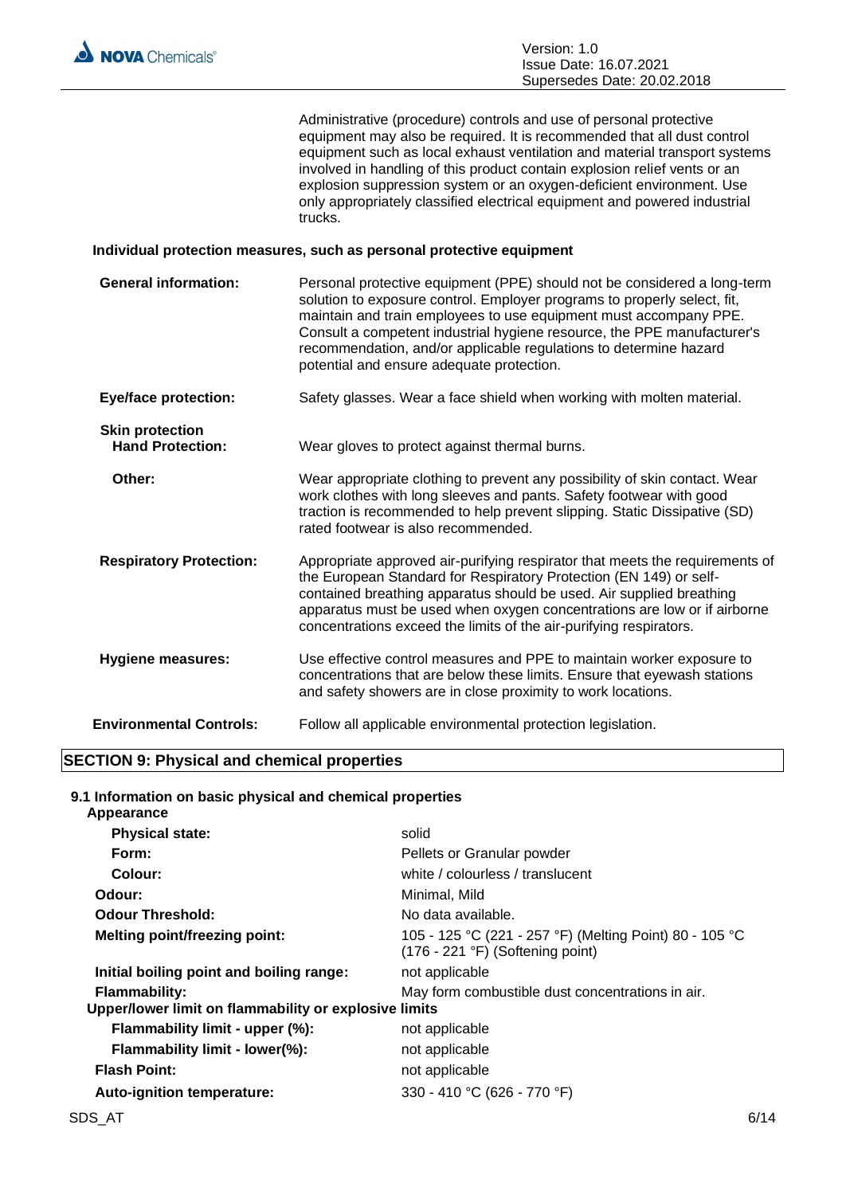Administrative (procedure) controls and use of personal protective equipment may also be required. It is recommended that all dust control equipment such as local exhaust ventilation and material transport systems involved in handling of this product contain explosion relief vents or an explosion suppression system or an oxygen-deficient environment. Use only appropriately classified electrical equipment and powered industrial trucks.

**Individual protection measures, such as personal protective equipment**

| | |
|---|---|
| **General information:** | Personal protective equipment (PPE) should not be considered a long-term solution to exposure control. Employer programs to properly select, fit, maintain and train employees to use equipment must accompany PPE. Consult a competent industrial hygiene resource, the PPE manufacturer's recommendation, and/or applicable regulations to determine hazard potential and ensure adequate protection. |
| **Eye/face protection:** | Safety glasses. Wear a face shield when working with molten material. |
| **Skin protection** | |
| **Hand Protection:** | Wear gloves to protect against thermal burns. |
| **Other:** | Wear appropriate clothing to prevent any possibility of skin contact. Wear work clothes with long sleeves and pants. Safety footwear with good traction is recommended to help prevent slipping. Static Dissipative (SD) rated footwear is also recommended. |
| **Respiratory Protection:** | Appropriate approved air-purifying respirator that meets the requirements of the European Standard for Respiratory Protection (EN 149) or self-contained breathing apparatus should be used. Air supplied breathing apparatus must be used when oxygen concentrations are low or if airborne concentrations exceed the limits of the air-purifying respirators. |
| **Hygiene measures:** | Use effective control measures and PPE to maintain worker exposure to concentrations that are below these limits. Ensure that eyewash stations and safety showers are in close proximity to work locations. |
| **Environmental Controls:** | Follow all applicable environmental protection legislation. |

## SECTION 9: Physical and chemical properties

### 9.1 Information on basic physical and chemical properties

| | |
|---|---|
| **Appearance** | |
| **Physical state:** | solid |
| **Form:** | Pellets or Granular powder |
| **Colour:** | white / colourless / translucent |
| **Odour:** | Minimal, Mild |
| **Odour Threshold:** | No data available. |
| **Melting point/freezing point:** | 105 - 125 °C (221 - 257 °F) (Melting Point) 80 - 105 °C (176 - 221 °F) (Softening point) |
| **Initial boiling point and boiling range:** | not applicable |
| **Flammability:** | May form combustible dust concentrations in air. |
| **Upper/lower limit on flammability or explosive limits** | |
| **Flammability limit - upper (%):** | not applicable |
| **Flammability limit - lower(%):** | not applicable |
| **Flash Point:** | not applicable |
| **Auto-ignition temperature:** | 330 - 410 °C (626 - 770 °F) |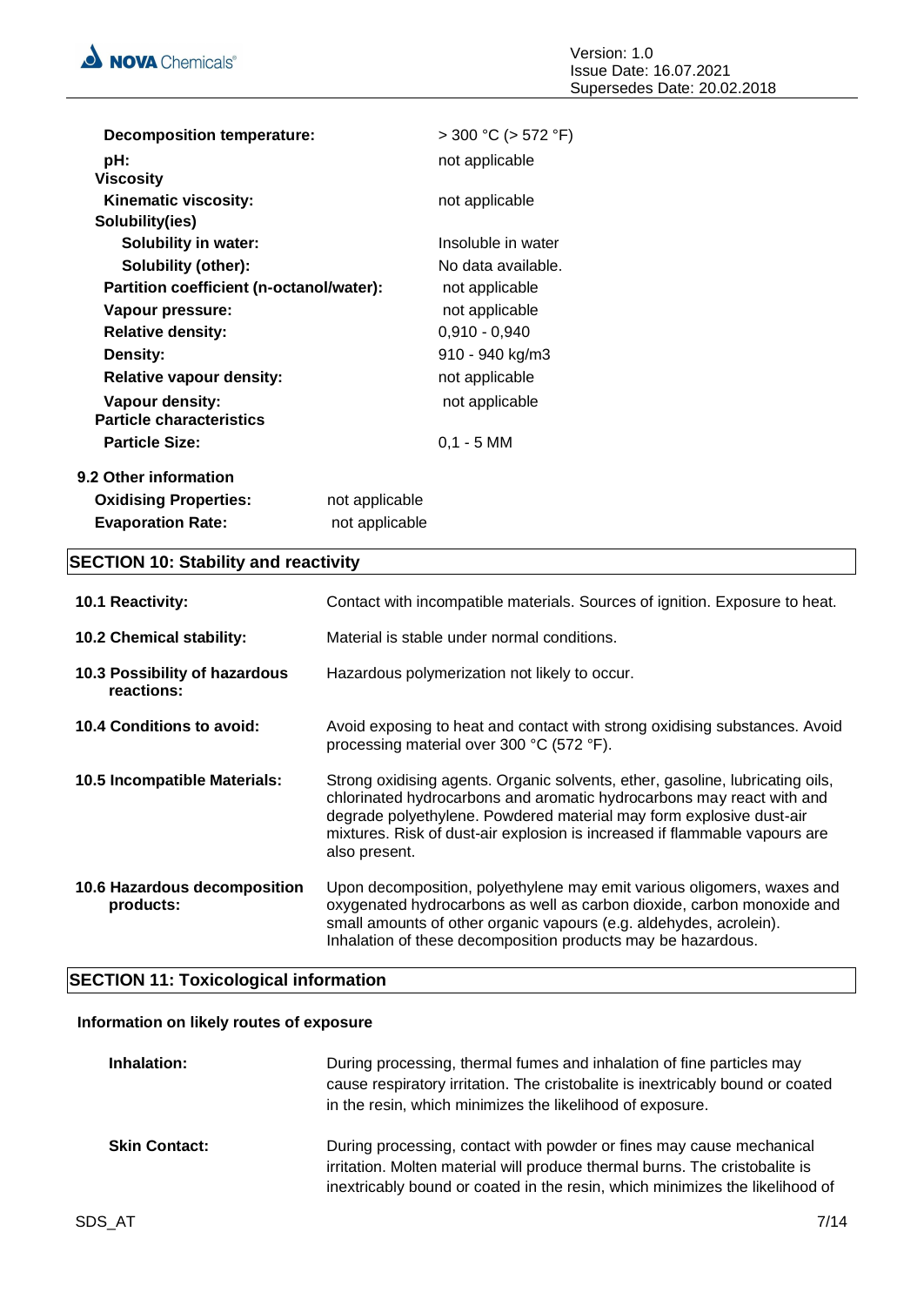| | |
|---|---|
| **Decomposition temperature:** | > 300 °C (> 572 °F) |
| **pH:** | not applicable |
| **Viscosity** | |
| **Kinematic viscosity:** | not applicable |
| **Solubility(ies)** | |
| **Solubility in water:** | Insoluble in water |
| **Solubility (other):** | No data available. |
| **Partition coefficient (n-octanol/water):** | not applicable |
| **Vapour pressure:** | not applicable |
| **Relative density:** | 0,910 - 0,940 |
| **Density:** | 910 - 940 kg/m3 |
| **Relative vapour density:** | not applicable |
| **Vapour density:** | not applicable |
| **Particle characteristics** | |
| **Particle Size:** | 0,1 - 5 MM |

**9.2 Other information**

| | |
|---|---|
| **Oxidising Properties:** | not applicable |
| **Evaporation Rate:** | not applicable |

## SECTION 10: Stability and reactivity

| | |
|---|---|
| **10.1 Reactivity:** | Contact with incompatible materials. Sources of ignition. Exposure to heat. |
| **10.2 Chemical stability:** | Material is stable under normal conditions. |
| **10.3 Possibility of hazardous reactions:** | Hazardous polymerization not likely to occur. |
| **10.4 Conditions to avoid:** | Avoid exposing to heat and contact with strong oxidising substances. Avoid processing material over 300 °C (572 °F). |
| **10.5 Incompatible Materials:** | Strong oxidising agents. Organic solvents, ether, gasoline, lubricating oils, chlorinated hydrocarbons and aromatic hydrocarbons may react with and degrade polyethylene. Powdered material may form explosive dust-air mixtures. Risk of dust-air explosion is increased if flammable vapours are also present. |
| **10.6 Hazardous decomposition products:** | Upon decomposition, polyethylene may emit various oligomers, waxes and oxygenated hydrocarbons as well as carbon dioxide, carbon monoxide and small amounts of other organic vapours (e.g. aldehydes, acrolein). Inhalation of these decomposition products may be hazardous. |

## SECTION 11: Toxicological information

**Information on likely routes of exposure**

| | |
|---|---|
| **Inhalation:** | During processing, thermal fumes and inhalation of fine particles may cause respiratory irritation. The cristobalite is inextricably bound or coated in the resin, which minimizes the likelihood of exposure. |
| **Skin Contact:** | During processing, contact with powder or fines may cause mechanical irritation. Molten material will produce thermal burns. The cristobalite is inextricably bound or coated in the resin, which minimizes the likelihood of |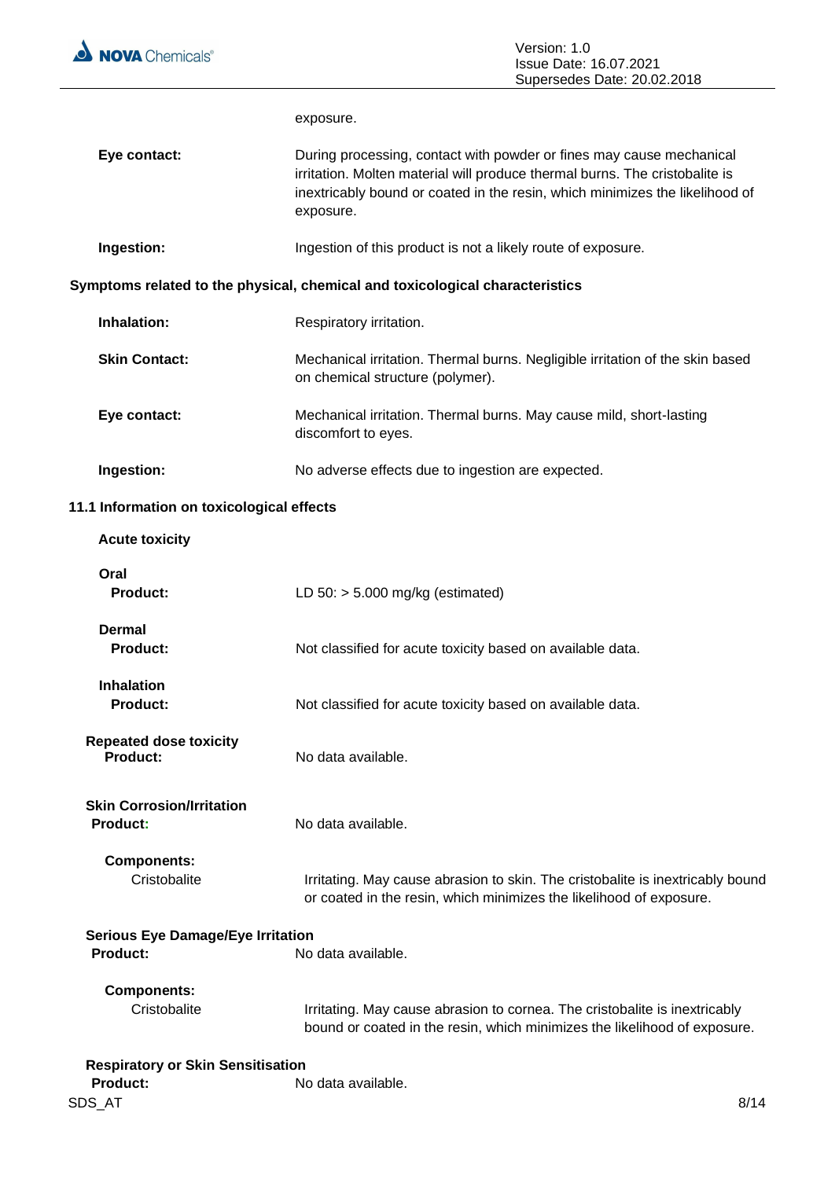exposure.

**Eye contact:** During processing, contact with powder or fines may cause mechanical irritation. Molten material will produce thermal burns. The cristobalite is inextricably bound or coated in the resin, which minimizes the likelihood of exposure.

**Ingestion:** Ingestion of this product is not a likely route of exposure.

**Symptoms related to the physical, chemical and toxicological characteristics**

**Inhalation:** Respiratory irritation.

**Skin Contact:** Mechanical irritation. Thermal burns. Negligible irritation of the skin based on chemical structure (polymer).

**Eye contact:** Mechanical irritation. Thermal burns. May cause mild, short-lasting discomfort to eyes.

**Ingestion:** No adverse effects due to ingestion are expected.

### 11.1 Information on toxicological effects

**Acute toxicity**

**Oral**
**Product:** LD 50: > 5.000 mg/kg (estimated)

**Dermal**
**Product:** Not classified for acute toxicity based on available data.

**Inhalation**
**Product:** Not classified for acute toxicity based on available data.

**Repeated dose toxicity**
**Product:** No data available.

**Skin Corrosion/Irritation**
**Product:** No data available.

**Components:**
Cristobalite: Irritating. May cause abrasion to skin. The cristobalite is inextricably bound or coated in the resin, which minimizes the likelihood of exposure.

**Serious Eye Damage/Eye Irritation**
**Product:** No data available.

**Components:**
Cristobalite: Irritating. May cause abrasion to cornea. The cristobalite is inextricably bound or coated in the resin, which minimizes the likelihood of exposure.

**Respiratory or Skin Sensitisation**
**Product:** No data available.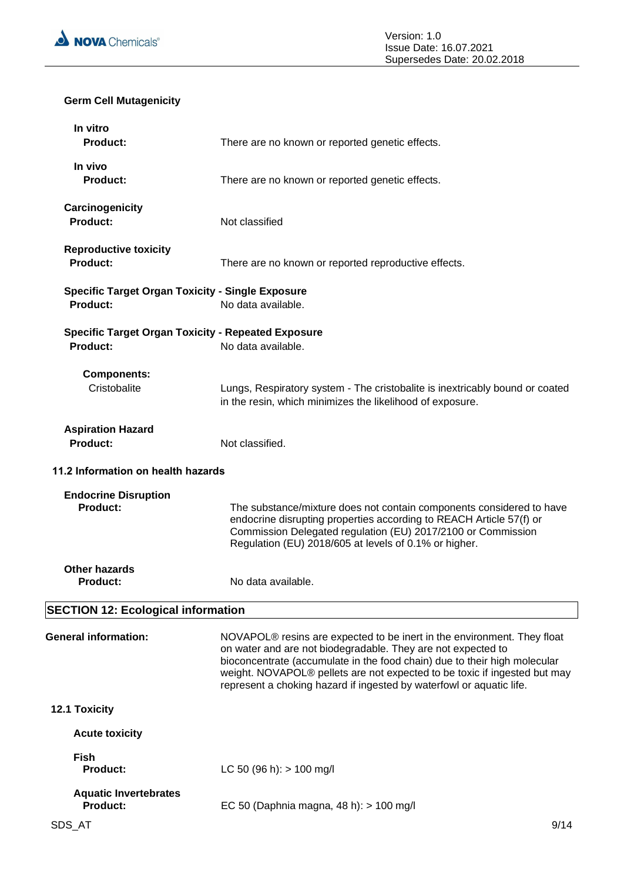**Germ Cell Mutagenicity**

**In vitro**

**Product:** There are no known or reported genetic effects.

**In vivo**

**Product:** There are no known or reported genetic effects.

**Carcinogenicity**

**Product:** Not classified

**Reproductive toxicity**

**Product:** There are no known or reported reproductive effects.

**Specific Target Organ Toxicity - Single Exposure**

**Product:** No data available.

**Specific Target Organ Toxicity - Repeated Exposure**

**Product:** No data available.

**Components:**

Cristobalite: Lungs, Respiratory system - The cristobalite is inextricably bound or coated in the resin, which minimizes the likelihood of exposure.

**Aspiration Hazard**

**Product:** Not classified.

**11.2 Information on health hazards**

**Endocrine Disruption**

**Product:** The substance/mixture does not contain components considered to have endocrine disrupting properties according to REACH Article 57(f) or Commission Delegated regulation (EU) 2017/2100 or Commission Regulation (EU) 2018/605 at levels of 0.1% or higher.

**Other hazards**

**Product:** No data available.

## SECTION 12: Ecological information

**General information:** NOVAPOL® resins are expected to be inert in the environment. They float on water and are not biodegradable. They are not expected to bioconcentrate (accumulate in the food chain) due to their high molecular weight. NOVAPOL® pellets are not expected to be toxic if ingested but may represent a choking hazard if ingested by waterfowl or aquatic life.

**12.1 Toxicity**

**Acute toxicity**

**Fish**

**Product:** LC 50 (96 h): > 100 mg/l

**Aquatic Invertebrates**

**Product:** EC 50 (Daphnia magna, 48 h): > 100 mg/l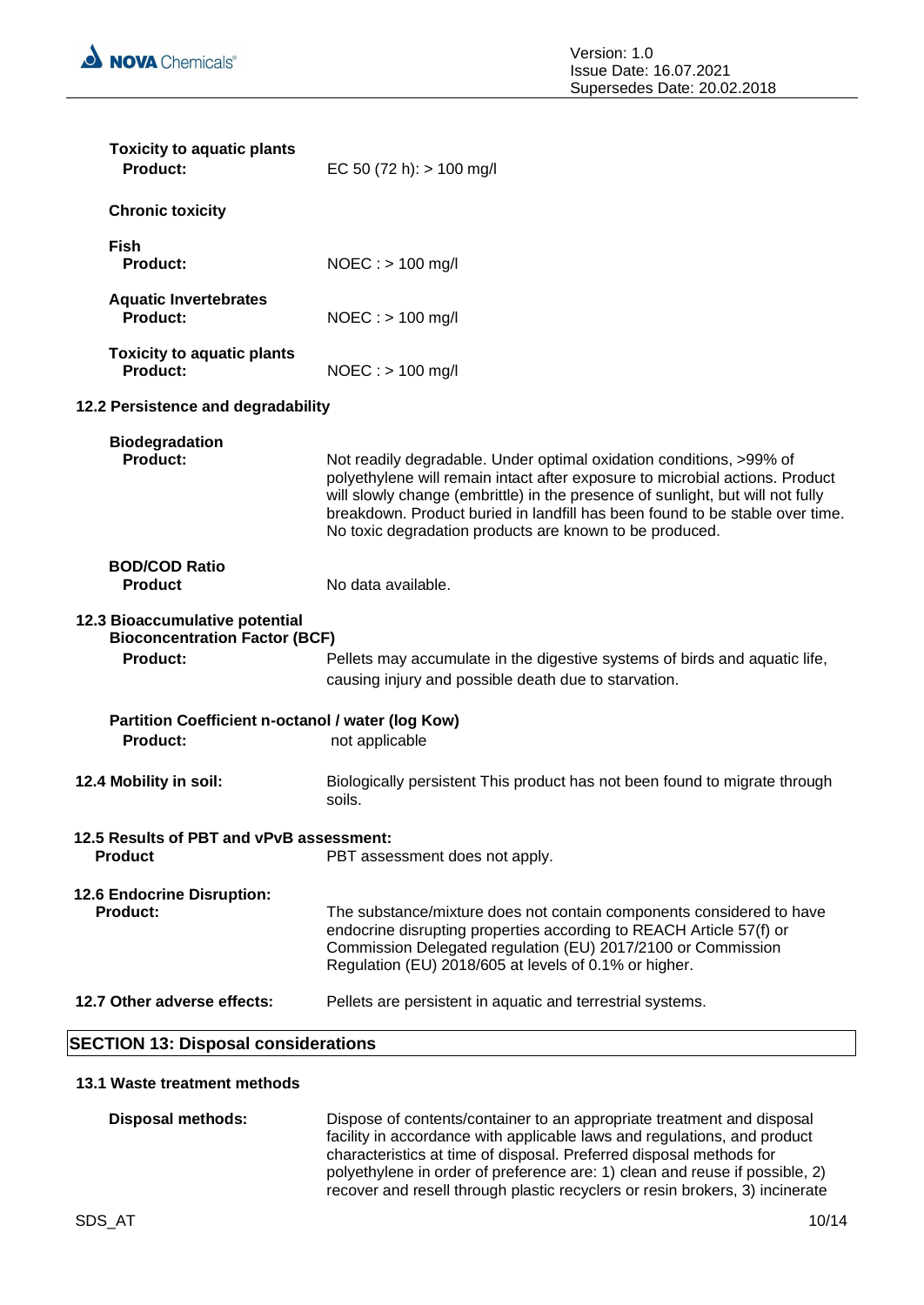**Toxicity to aquatic plants**

**Product:** EC 50 (72 h): > 100 mg/l

**Chronic toxicity**

**Fish**

**Product:** NOEC : > 100 mg/l

**Aquatic Invertebrates**

**Product:** NOEC : > 100 mg/l

**Toxicity to aquatic plants**

**Product:** NOEC : > 100 mg/l

### 12.2 Persistence and degradability

**Biodegradation**

**Product:** Not readily degradable. Under optimal oxidation conditions, >99% of polyethylene will remain intact after exposure to microbial actions. Product will slowly change (embrittle) in the presence of sunlight, but will not fully breakdown. Product buried in landfill has been found to be stable over time. No toxic degradation products are known to be produced.

**BOD/COD Ratio**

**Product** No data available.

### 12.3 Bioaccumulative potential

**Bioconcentration Factor (BCF)**

**Product:** Pellets may accumulate in the digestive systems of birds and aquatic life, causing injury and possible death due to starvation.

**Partition Coefficient n-octanol / water (log Kow)**

**Product:** not applicable

**12.4 Mobility in soil:** Biologically persistent This product has not been found to migrate through soils.

### 12.5 Results of PBT and vPvB assessment:

**Product** PBT assessment does not apply.

### 12.6 Endocrine Disruption:

**Product:** The substance/mixture does not contain components considered to have endocrine disrupting properties according to REACH Article 57(f) or Commission Delegated regulation (EU) 2017/2100 or Commission Regulation (EU) 2018/605 at levels of 0.1% or higher.

**12.7 Other adverse effects:** Pellets are persistent in aquatic and terrestrial systems.

## SECTION 13: Disposal considerations

### 13.1 Waste treatment methods

**Disposal methods:** Dispose of contents/container to an appropriate treatment and disposal facility in accordance with applicable laws and regulations, and product characteristics at time of disposal. Preferred disposal methods for polyethylene in order of preference are: 1) clean and reuse if possible, 2) recover and resell through plastic recyclers or resin brokers, 3) incinerate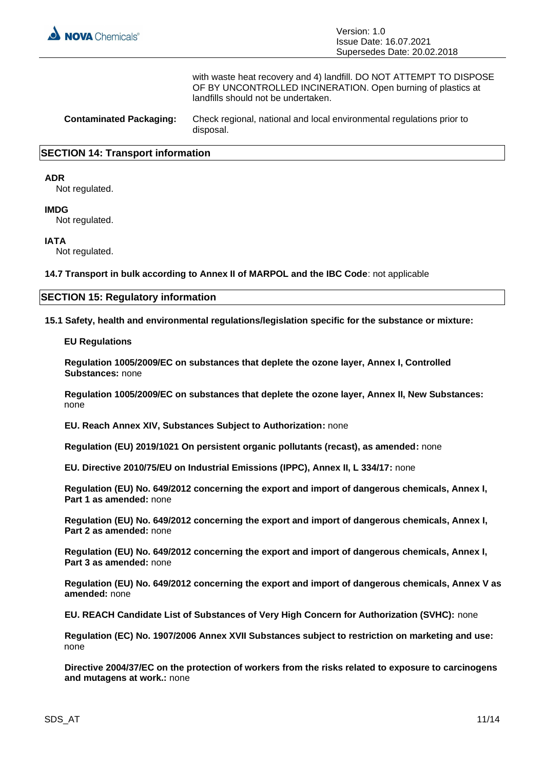with waste heat recovery and 4) landfill. DO NOT ATTEMPT TO DISPOSE OF BY UNCONTROLLED INCINERATION. Open burning of plastics at landfills should not be undertaken.

**Contaminated Packaging:** Check regional, national and local environmental regulations prior to disposal.

## SECTION 14: Transport information

**ADR**
Not regulated.

**IMDG**
Not regulated.

**IATA**
Not regulated.

**14.7 Transport in bulk according to Annex II of MARPOL and the IBC Code**: not applicable

## SECTION 15: Regulatory information

**15.1 Safety, health and environmental regulations/legislation specific for the substance or mixture:**

**EU Regulations**

**Regulation 1005/2009/EC on substances that deplete the ozone layer, Annex I, Controlled Substances:** none

**Regulation 1005/2009/EC on substances that deplete the ozone layer, Annex II, New Substances:** none

**EU. Reach Annex XIV, Substances Subject to Authorization:** none

**Regulation (EU) 2019/1021 On persistent organic pollutants (recast), as amended:** none

**EU. Directive 2010/75/EU on Industrial Emissions (IPPC), Annex II, L 334/17:** none

**Regulation (EU) No. 649/2012 concerning the export and import of dangerous chemicals, Annex I, Part 1 as amended:** none

**Regulation (EU) No. 649/2012 concerning the export and import of dangerous chemicals, Annex I, Part 2 as amended:** none

**Regulation (EU) No. 649/2012 concerning the export and import of dangerous chemicals, Annex I, Part 3 as amended:** none

**Regulation (EU) No. 649/2012 concerning the export and import of dangerous chemicals, Annex V as amended:** none

**EU. REACH Candidate List of Substances of Very High Concern for Authorization (SVHC):** none

**Regulation (EC) No. 1907/2006 Annex XVII Substances subject to restriction on marketing and use:** none

**Directive 2004/37/EC on the protection of workers from the risks related to exposure to carcinogens and mutagens at work.:** none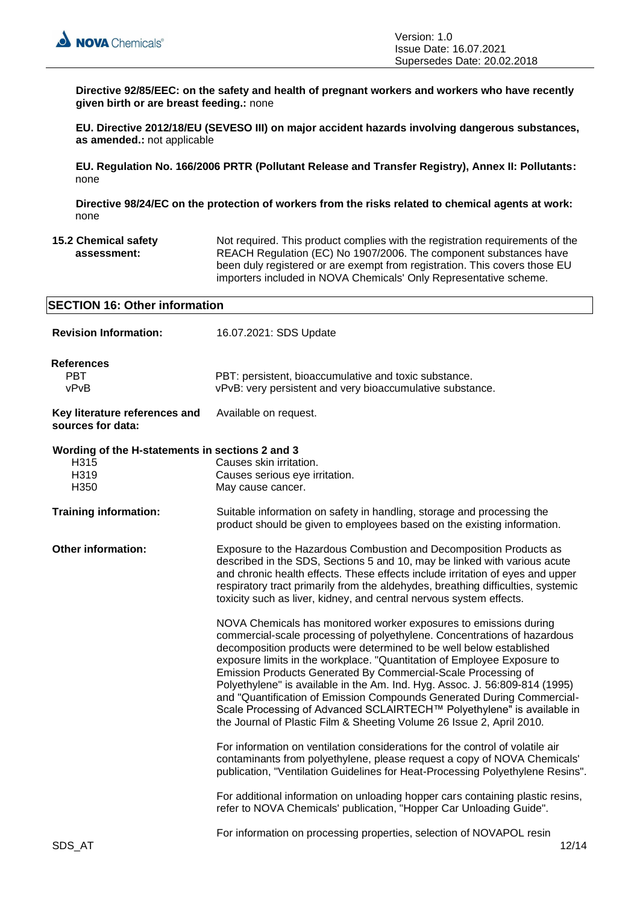**Directive 92/85/EEC: on the safety and health of pregnant workers and workers who have recently given birth or are breast feeding.:** none

**EU. Directive 2012/18/EU (SEVESO III) on major accident hazards involving dangerous substances, as amended.:** not applicable

**EU. Regulation No. 166/2006 PRTR (Pollutant Release and Transfer Registry), Annex II: Pollutants:** none

**Directive 98/24/EC on the protection of workers from the risks related to chemical agents at work:** none

**15.2 Chemical safety assessment:** Not required. This product complies with the registration requirements of the REACH Regulation (EC) No 1907/2006. The component substances have been duly registered or are exempt from registration. This covers those EU importers included in NOVA Chemicals' Only Representative scheme.

## SECTION 16: Other information

**Revision Information:** 16.07.2021: SDS Update

**References**

| | |
|---|---|
| PBT | PBT: persistent, bioaccumulative and toxic substance. |
| vPvB | vPvB: very persistent and very bioaccumulative substance. |

**Key literature references and sources for data:** Available on request.

**Wording of the H-statements in sections 2 and 3**

| | |
|---|---|
| H315 | Causes skin irritation. |
| H319 | Causes serious eye irritation. |
| H350 | May cause cancer. |

**Training information:** Suitable information on safety in handling, storage and processing the product should be given to employees based on the existing information.

**Other information:** Exposure to the Hazardous Combustion and Decomposition Products as described in the SDS, Sections 5 and 10, may be linked with various acute and chronic health effects. These effects include irritation of eyes and upper respiratory tract primarily from the aldehydes, breathing difficulties, systemic toxicity such as liver, kidney, and central nervous system effects.

NOVA Chemicals has monitored worker exposures to emissions during commercial-scale processing of polyethylene. Concentrations of hazardous decomposition products were determined to be well below established exposure limits in the workplace. "Quantitation of Employee Exposure to Emission Products Generated By Commercial-Scale Processing of Polyethylene" is available in the Am. Ind. Hyg. Assoc. J. 56:809-814 (1995) and "Quantification of Emission Compounds Generated During Commercial-Scale Processing of Advanced SCLAIRTECH™ Polyethylene" is available in the Journal of Plastic Film & Sheeting Volume 26 Issue 2, April 2010.

For information on ventilation considerations for the control of volatile air contaminants from polyethylene, please request a copy of NOVA Chemicals' publication, "Ventilation Guidelines for Heat-Processing Polyethylene Resins".

For additional information on unloading hopper cars containing plastic resins, refer to NOVA Chemicals' publication, "Hopper Car Unloading Guide".

For information on processing properties, selection of NOVAPOL resin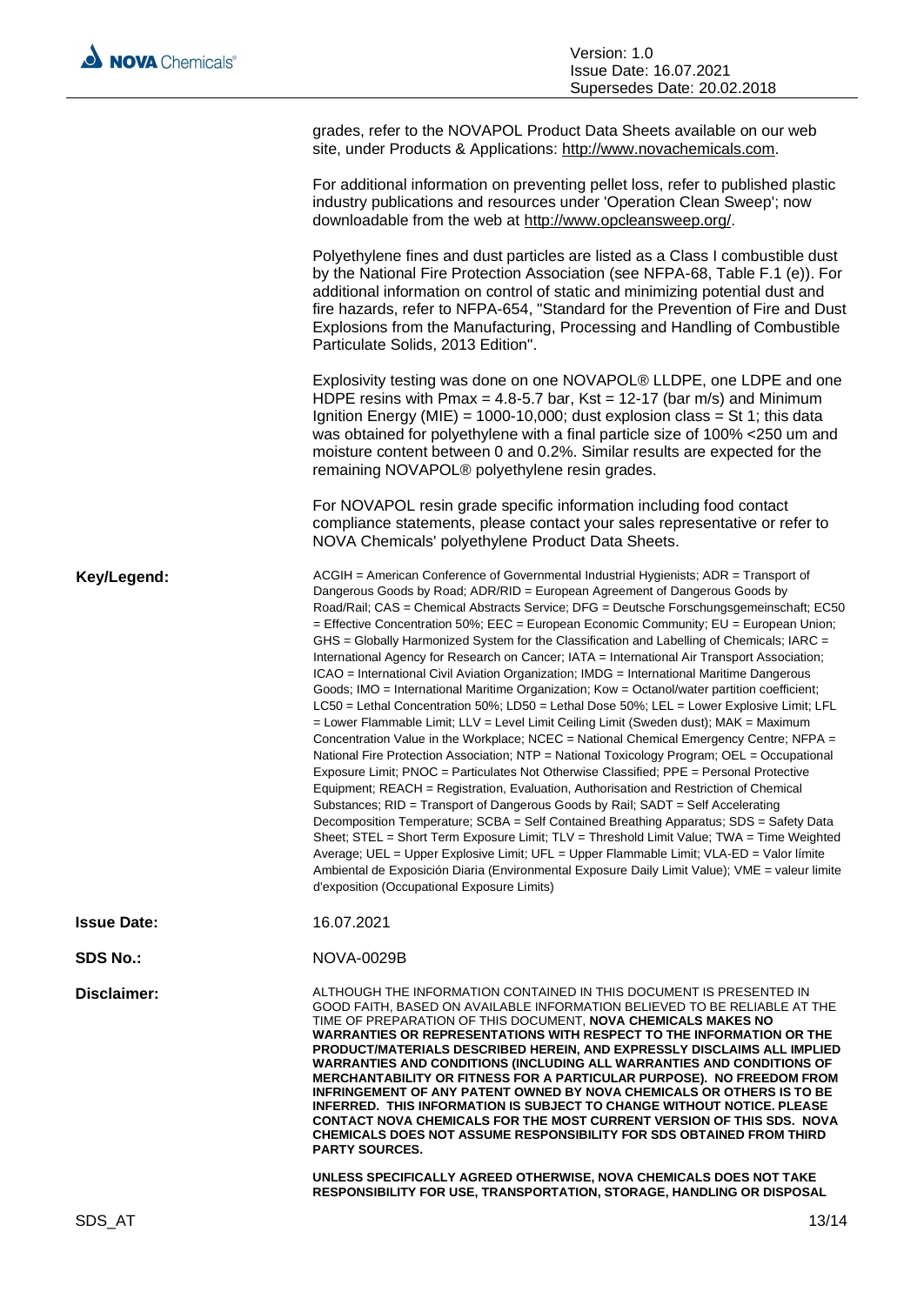grades, refer to the NOVAPOL Product Data Sheets available on our web site, under Products & Applications: http://www.novachemicals.com.

For additional information on preventing pellet loss, refer to published plastic industry publications and resources under 'Operation Clean Sweep'; now downloadable from the web at http://www.opcleansweep.org/.

Polyethylene fines and dust particles are listed as a Class I combustible dust by the National Fire Protection Association (see NFPA-68, Table F.1 (e)). For additional information on control of static and minimizing potential dust and fire hazards, refer to NFPA-654, "Standard for the Prevention of Fire and Dust Explosions from the Manufacturing, Processing and Handling of Combustible Particulate Solids, 2013 Edition".

Explosivity testing was done on one NOVAPOL® LLDPE, one LDPE and one HDPE resins with Pmax = 4.8-5.7 bar, Kst = 12-17 (bar m/s) and Minimum Ignition Energy (MIE) = 1000-10,000; dust explosion class = St 1; this data was obtained for polyethylene with a final particle size of 100% <250 um and moisture content between 0 and 0.2%. Similar results are expected for the remaining NOVAPOL® polyethylene resin grades.

For NOVAPOL resin grade specific information including food contact compliance statements, please contact your sales representative or refer to NOVA Chemicals' polyethylene Product Data Sheets.

**Key/Legend:**

ACGIH = American Conference of Governmental Industrial Hygienists; ADR = Transport of Dangerous Goods by Road; ADR/RID = European Agreement of Dangerous Goods by Road/Rail; CAS = Chemical Abstracts Service; DFG = Deutsche Forschungsgemeinschaft; EC50 = Effective Concentration 50%; EEC = European Economic Community; EU = European Union; GHS = Globally Harmonized System for the Classification and Labelling of Chemicals; IARC = International Agency for Research on Cancer; IATA = International Air Transport Association; ICAO = International Civil Aviation Organization; IMDG = International Maritime Dangerous Goods; IMO = International Maritime Organization; Kow = Octanol/water partition coefficient; LC50 = Lethal Concentration 50%; LD50 = Lethal Dose 50%; LEL = Lower Explosive Limit; LFL = Lower Flammable Limit; LLV = Level Limit Ceiling Limit (Sweden dust); MAK = Maximum Concentration Value in the Workplace; NCEC = National Chemical Emergency Centre; NFPA = National Fire Protection Association; NTP = National Toxicology Program; OEL = Occupational Exposure Limit; PNOC = Particulates Not Otherwise Classified; PPE = Personal Protective Equipment; REACH = Registration, Evaluation, Authorisation and Restriction of Chemical Substances; RID = Transport of Dangerous Goods by Rail; SADT = Self Accelerating Decomposition Temperature; SCBA = Self Contained Breathing Apparatus; SDS = Safety Data Sheet; STEL = Short Term Exposure Limit; TLV = Threshold Limit Value; TWA = Time Weighted Average; UEL = Upper Explosive Limit; UFL = Upper Flammable Limit; VLA-ED = Valor límite Ambiental de Exposición Diaria (Environmental Exposure Daily Limit Value); VME = valeur limite d'exposition (Occupational Exposure Limits)

**Issue Date:** 16.07.2021

**SDS No.:** NOVA-0029B

**Disclaimer:**

ALTHOUGH THE INFORMATION CONTAINED IN THIS DOCUMENT IS PRESENTED IN GOOD FAITH, BASED ON AVAILABLE INFORMATION BELIEVED TO BE RELIABLE AT THE TIME OF PREPARATION OF THIS DOCUMENT, **NOVA CHEMICALS MAKES NO WARRANTIES OR REPRESENTATIONS WITH RESPECT TO THE INFORMATION OR THE PRODUCT/MATERIALS DESCRIBED HEREIN, AND EXPRESSLY DISCLAIMS ALL IMPLIED WARRANTIES AND CONDITIONS (INCLUDING ALL WARRANTIES AND CONDITIONS OF MERCHANTABILITY OR FITNESS FOR A PARTICULAR PURPOSE). NO FREEDOM FROM INFRINGEMENT OF ANY PATENT OWNED BY NOVA CHEMICALS OR OTHERS IS TO BE INFERRED. THIS INFORMATION IS SUBJECT TO CHANGE WITHOUT NOTICE. PLEASE CONTACT NOVA CHEMICALS FOR THE MOST CURRENT VERSION OF THIS SDS. NOVA CHEMICALS DOES NOT ASSUME RESPONSIBILITY FOR SDS OBTAINED FROM THIRD PARTY SOURCES.**

**UNLESS SPECIFICALLY AGREED OTHERWISE, NOVA CHEMICALS DOES NOT TAKE RESPONSIBILITY FOR USE, TRANSPORTATION, STORAGE, HANDLING OR DISPOSAL**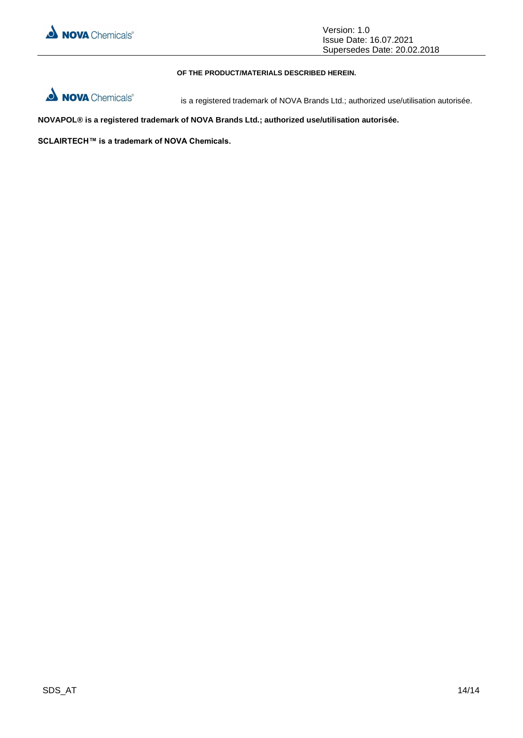**OF THE PRODUCT/MATERIALS DESCRIBED HEREIN.**

NOVA Chemicals® is a registered trademark of NOVA Brands Ltd.; authorized use/utilisation autorisée.

**NOVAPOL® is a registered trademark of NOVA Brands Ltd.; authorized use/utilisation autorisée.**

**SCLAIRTECH™ is a trademark of NOVA Chemicals.**